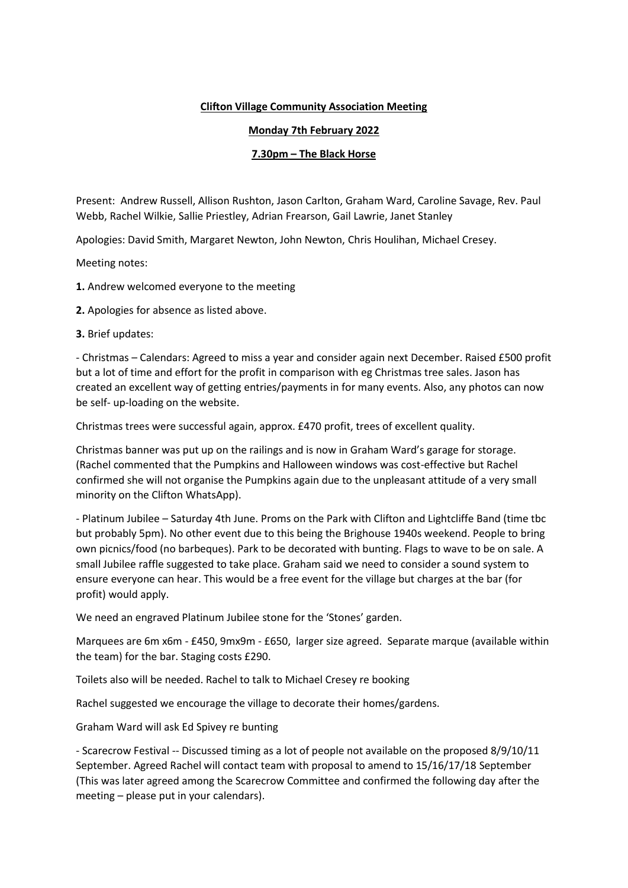**Clifton Village Community Association Meeting**

**Monday 7th February 2022**

**7.30pm – The Black Horse**

Present: Andrew Russell, Allison Rushton, Jason Carlton, Graham Ward, Caroline Savage, Rev. Paul Webb, Rachel Wilkie, Sallie Priestley, Adrian Frearson, Gail Lawrie, Janet Stanley

Apologies: David Smith, Margaret Newton, John Newton, Chris Houlihan, Michael Cresey.

Meeting notes:

**1.** Andrew welcomed everyone to the meeting

**2.** Apologies for absence as listed above.

**3.** Brief updates:

- Christmas – Calendars: Agreed to miss a year and consider again next December. Raised £500 profit but a lot of time and effort for the profit in comparison with eg Christmas tree sales. Jason has created an excellent way of getting entries/payments in for many events. Also, any photos can now be self- up-loading on the website.

Christmas trees were successful again, approx. £470 profit, trees of excellent quality.

Christmas banner was put up on the railings and is now in Graham Ward's garage for storage. (Rachel commented that the Pumpkins and Halloween windows was cost-effective but Rachel confirmed she will not organise the Pumpkins again due to the unpleasant attitude of a very small minority on the Clifton WhatsApp).

- Platinum Jubilee – Saturday 4th June. Proms on the Park with Clifton and Lightcliffe Band (time tbc but probably 5pm). No other event due to this being the Brighouse 1940s weekend. People to bring own picnics/food (no barbeques). Park to be decorated with bunting. Flags to wave to be on sale. A small Jubilee raffle suggested to take place. Graham said we need to consider a sound system to ensure everyone can hear. This would be a free event for the village but charges at the bar (for profit) would apply.

We need an engraved Platinum Jubilee stone for the 'Stones' garden.

Marquees are 6m x6m - £450, 9mx9m - £650, larger size agreed. Separate marque (available within the team) for the bar. Staging costs £290.

Toilets also will be needed. Rachel to talk to Michael Cresey re booking

Rachel suggested we encourage the village to decorate their homes/gardens.

Graham Ward will ask Ed Spivey re bunting

- Scarecrow Festival -- Discussed timing as a lot of people not available on the proposed 8/9/10/11 September. Agreed Rachel will contact team with proposal to amend to 15/16/17/18 September (This was later agreed among the Scarecrow Committee and confirmed the following day after the meeting – please put in your calendars).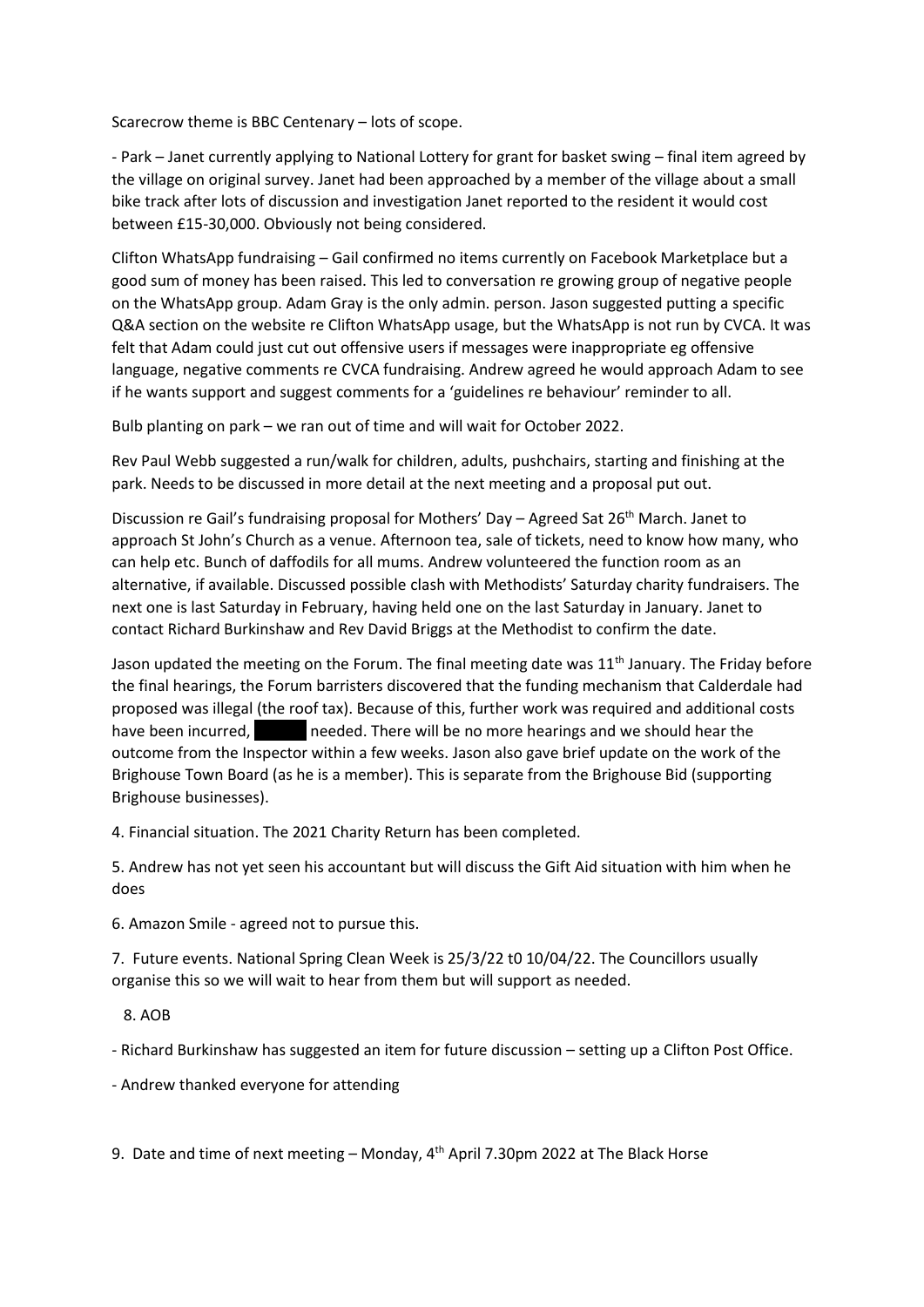Scarecrow theme is BBC Centenary – lots of scope.

- Park – Janet currently applying to National Lottery for grant for basket swing – final item agreed by the village on original survey. Janet had been approached by a member of the village about a small bike track after lots of discussion and investigation Janet reported to the resident it would cost between £15-30,000. Obviously not being considered.

Clifton WhatsApp fundraising – Gail confirmed no items currently on Facebook Marketplace but a good sum of money has been raised. This led to conversation re growing group of negative people on the WhatsApp group. Adam Gray is the only admin. person. Jason suggested putting a specific Q&A section on the website re Clifton WhatsApp usage, but the WhatsApp is not run by CVCA. It was felt that Adam could just cut out offensive users if messages were inappropriate eg offensive language, negative comments re CVCA fundraising. Andrew agreed he would approach Adam to see if he wants support and suggest comments for a 'guidelines re behaviour' reminder to all.

Bulb planting on park – we ran out of time and will wait for October 2022.

Rev Paul Webb suggested a run/walk for children, adults, pushchairs, starting and finishing at the park. Needs to be discussed in more detail at the next meeting and a proposal put out.

Discussion re Gail's fundraising proposal for Mothers' Day – Agreed Sat 26th March. Janet to approach St John's Church as a venue. Afternoon tea, sale of tickets, need to know how many, who can help etc. Bunch of daffodils for all mums. Andrew volunteered the function room as an alternative, if available. Discussed possible clash with Methodists' Saturday charity fundraisers. The next one is last Saturday in February, having held one on the last Saturday in January. Janet to contact Richard Burkinshaw and Rev David Briggs at the Methodist to confirm the date.

Jason updated the meeting on the Forum. The final meeting date was 11th January. The Friday before the final hearings, the Forum barristers discovered that the funding mechanism that Calderdale had proposed was illegal (the roof tax). Because of this, further work was required and additional costs have been incurred, ████ needed. There will be no more hearings and we should hear the outcome from the Inspector within a few weeks. Jason also gave brief update on the work of the Brighouse Town Board (as he is a member). This is separate from the Brighouse Bid (supporting Brighouse businesses).

4. Financial situation. The 2021 Charity Return has been completed.

5. Andrew has not yet seen his accountant but will discuss the Gift Aid situation with him when he does

6. Amazon Smile - agreed not to pursue this.

7. Future events. National Spring Clean Week is 25/3/22 t0 10/04/22. The Councillors usually organise this so we will wait to hear from them but will support as needed.

8. AOB

- Richard Burkinshaw has suggested an item for future discussion – setting up a Clifton Post Office.

- Andrew thanked everyone for attending

9. Date and time of next meeting – Monday, 4th April 7.30pm 2022 at The Black Horse